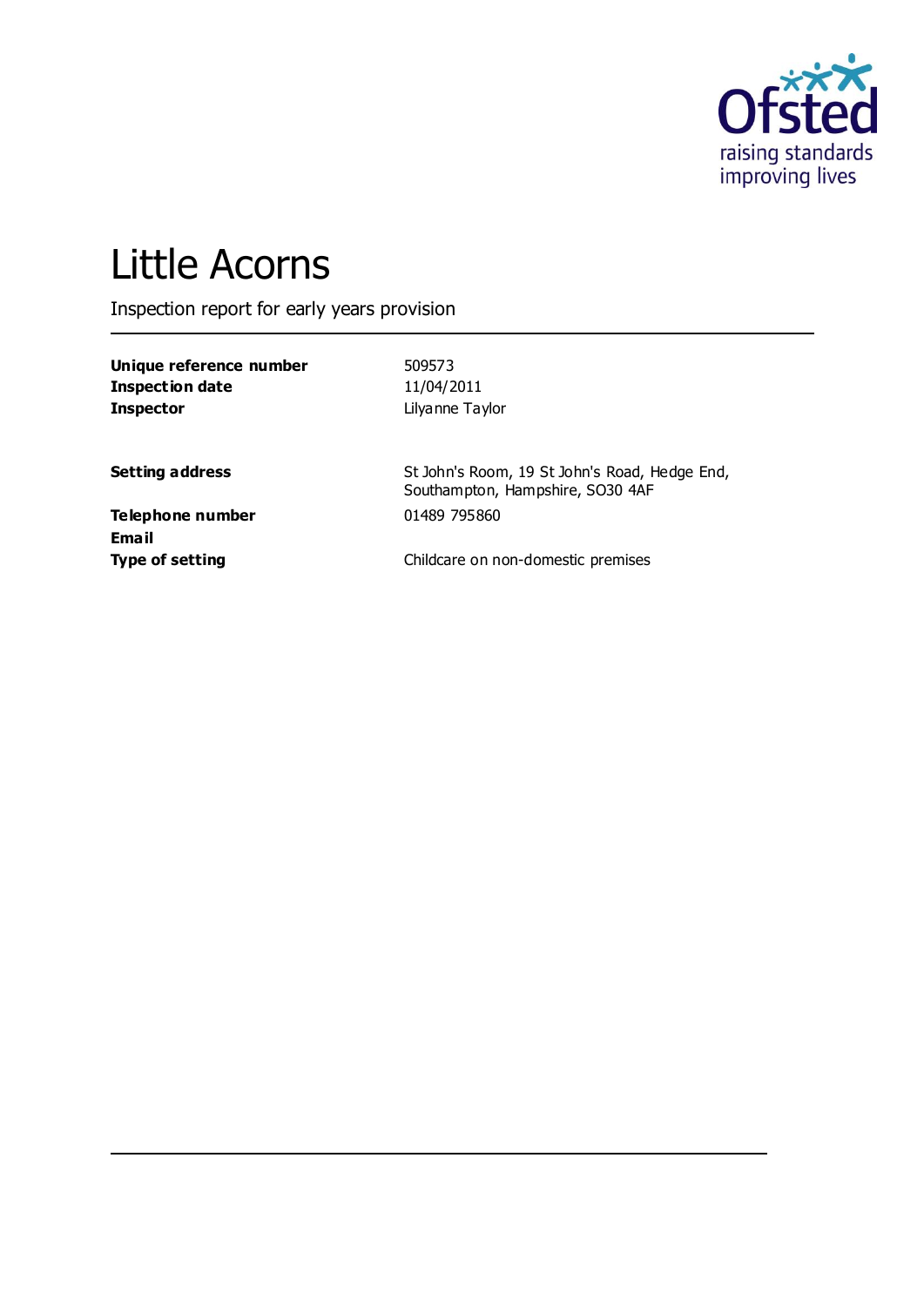# Little Acorns

Inspection report for early years provision

| | |
|---|---|
| **Unique reference number** | 509573 |
| **Inspection date** | 11/04/2011 |
| **Inspector** | Lilyanne Taylor |

| | |
|---|---|
| **Setting address** | St John's Room, 19 St John's Road, Hedge End, Southampton, Hampshire, SO30 4AF |
| **Telephone number** | 01489 795860 |
| **Email** | |
| **Type of setting** | Childcare on non-domestic premises |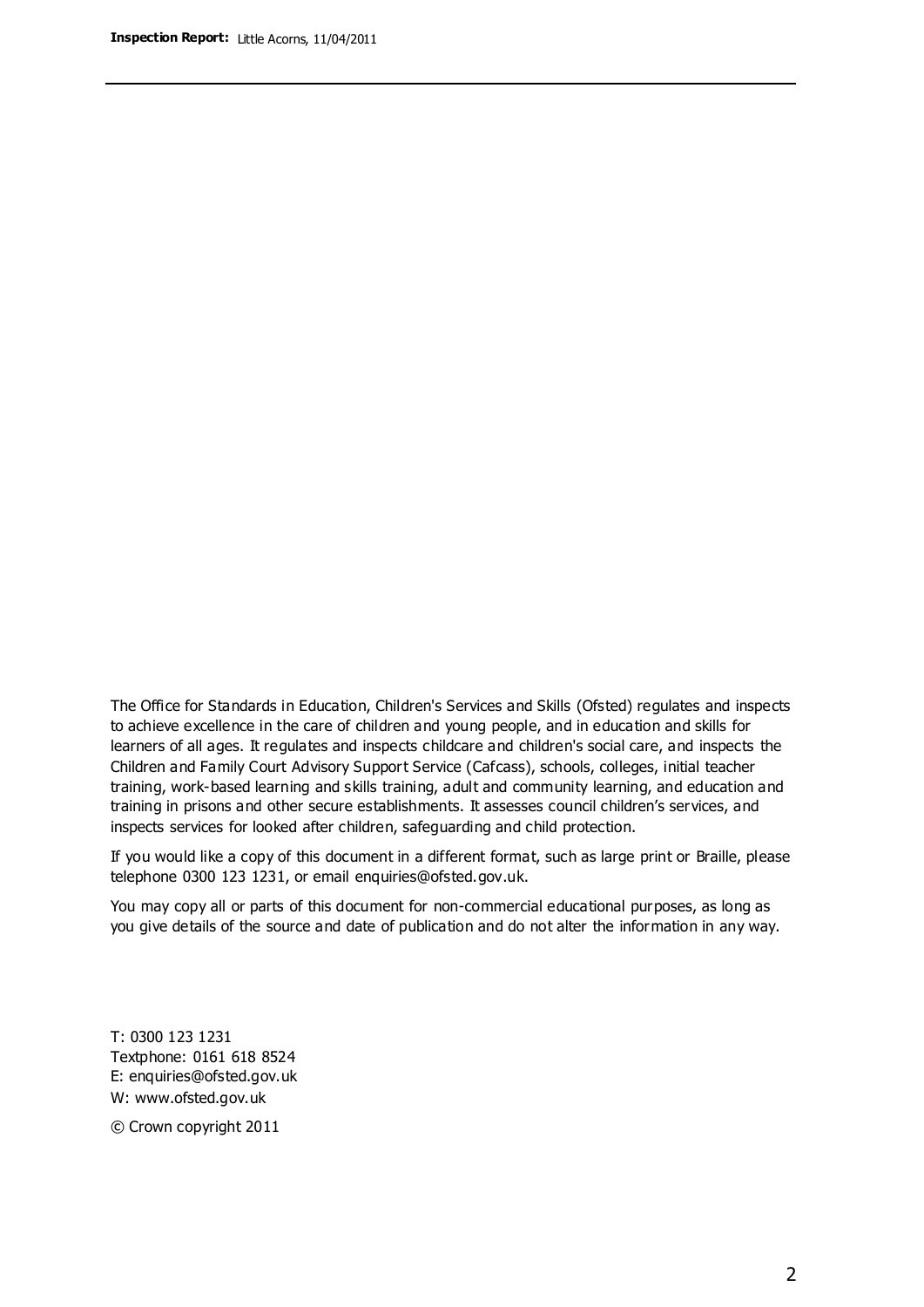The Office for Standards in Education, Children's Services and Skills (Ofsted) regulates and inspects to achieve excellence in the care of children and young people, and in education and skills for learners of all ages. It regulates and inspects childcare and children's social care, and inspects the Children and Family Court Advisory Support Service (Cafcass), schools, colleges, initial teacher training, work-based learning and skills training, adult and community learning, and education and training in prisons and other secure establishments. It assesses council children's services, and inspects services for looked after children, safeguarding and child protection.

If you would like a copy of this document in a different format, such as large print or Braille, please telephone 0300 123 1231, or email enquiries@ofsted.gov.uk.

You may copy all or parts of this document for non-commercial educational purposes, as long as you give details of the source and date of publication and do not alter the information in any way.

T: 0300 123 1231
Textphone: 0161 618 8524
E: enquiries@ofsted.gov.uk
W: www.ofsted.gov.uk

© Crown copyright 2011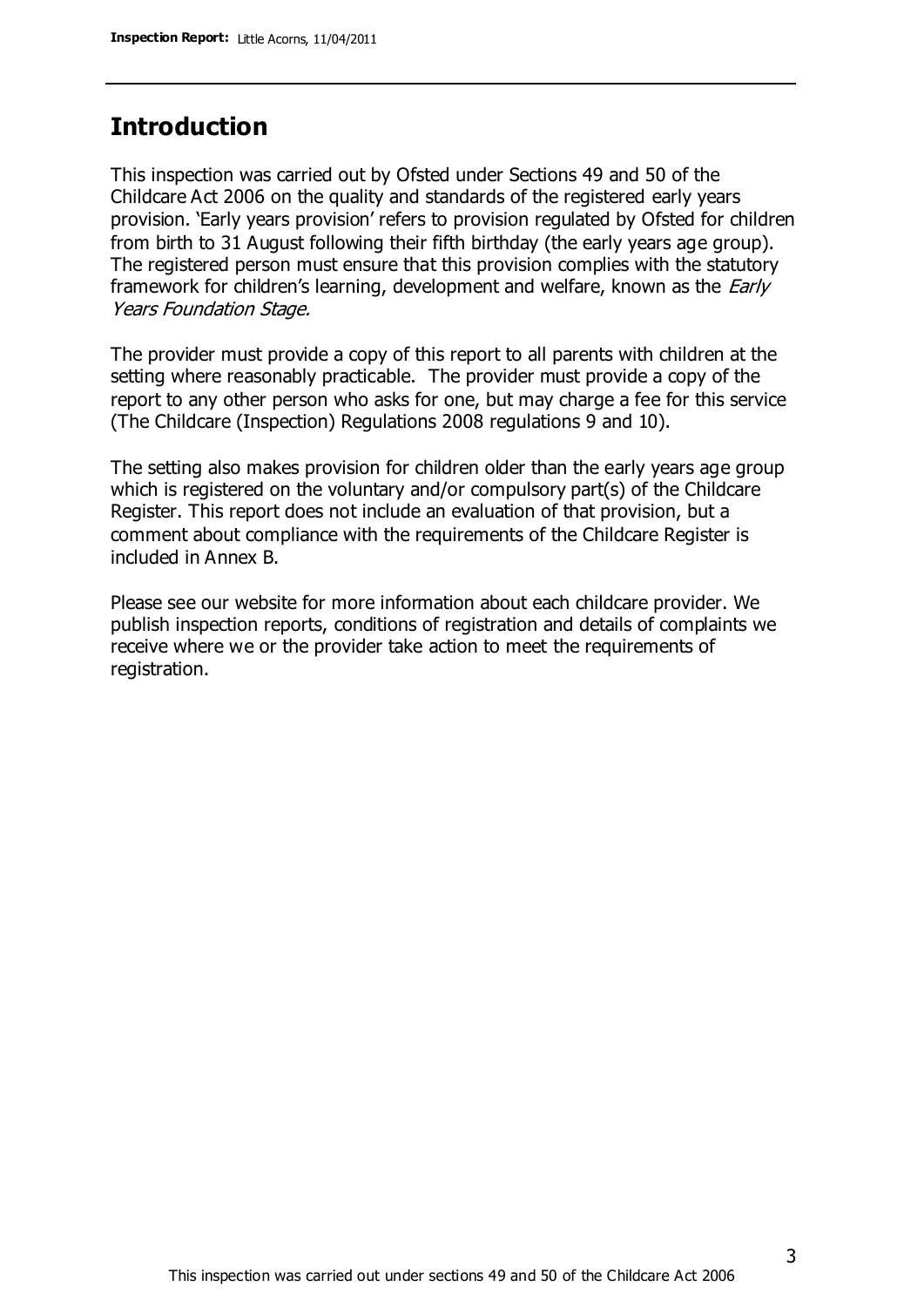## Introduction

This inspection was carried out by Ofsted under Sections 49 and 50 of the Childcare Act 2006 on the quality and standards of the registered early years provision. 'Early years provision' refers to provision regulated by Ofsted for children from birth to 31 August following their fifth birthday (the early years age group). The registered person must ensure that this provision complies with the statutory framework for children's learning, development and welfare, known as the *Early Years Foundation Stage.*

The provider must provide a copy of this report to all parents with children at the setting where reasonably practicable. The provider must provide a copy of the report to any other person who asks for one, but may charge a fee for this service (The Childcare (Inspection) Regulations 2008 regulations 9 and 10).

The setting also makes provision for children older than the early years age group which is registered on the voluntary and/or compulsory part(s) of the Childcare Register. This report does not include an evaluation of that provision, but a comment about compliance with the requirements of the Childcare Register is included in Annex B.

Please see our website for more information about each childcare provider. We publish inspection reports, conditions of registration and details of complaints we receive where we or the provider take action to meet the requirements of registration.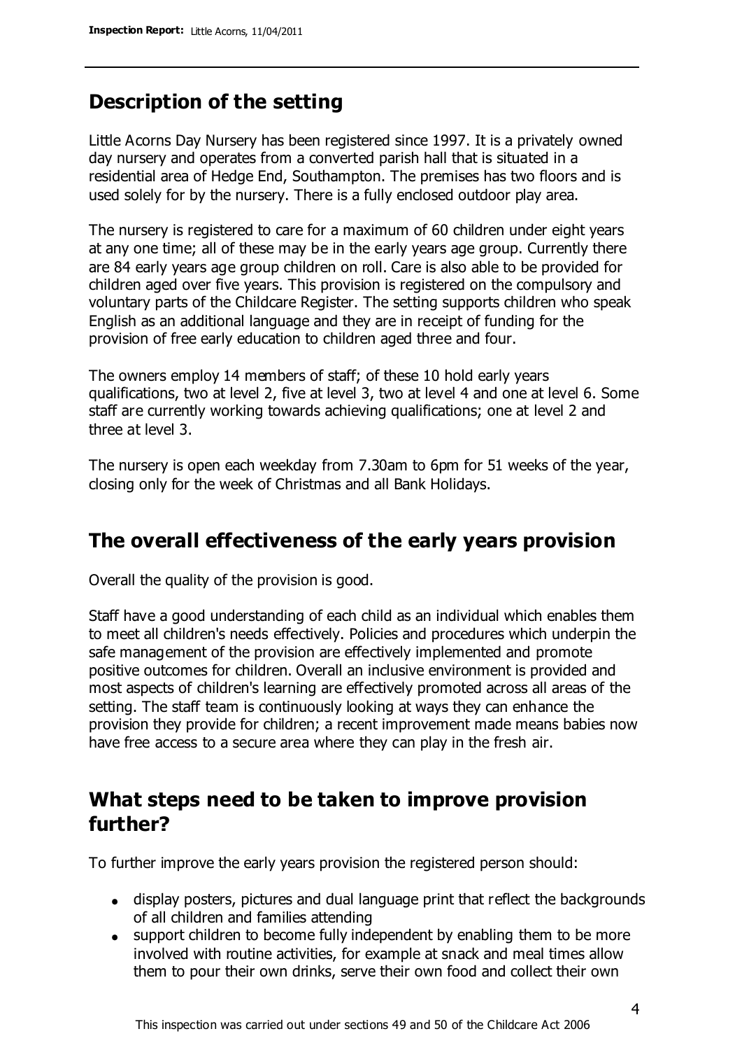## Description of the setting

Little Acorns Day Nursery has been registered since 1997. It is a privately owned day nursery and operates from a converted parish hall that is situated in a residential area of Hedge End, Southampton. The premises has two floors and is used solely for by the nursery. There is a fully enclosed outdoor play area.

The nursery is registered to care for a maximum of 60 children under eight years at any one time; all of these may be in the early years age group. Currently there are 84 early years age group children on roll. Care is also able to be provided for children aged over five years. This provision is registered on the compulsory and voluntary parts of the Childcare Register. The setting supports children who speak English as an additional language and they are in receipt of funding for the provision of free early education to children aged three and four.

The owners employ 14 members of staff; of these 10 hold early years qualifications, two at level 2, five at level 3, two at level 4 and one at level 6. Some staff are currently working towards achieving qualifications; one at level 2 and three at level 3.

The nursery is open each weekday from 7.30am to 6pm for 51 weeks of the year, closing only for the week of Christmas and all Bank Holidays.

## The overall effectiveness of the early years provision

Overall the quality of the provision is good.

Staff have a good understanding of each child as an individual which enables them to meet all children's needs effectively. Policies and procedures which underpin the safe management of the provision are effectively implemented and promote positive outcomes for children. Overall an inclusive environment is provided and most aspects of children's learning are effectively promoted across all areas of the setting. The staff team is continuously looking at ways they can enhance the provision they provide for children; a recent improvement made means babies now have free access to a secure area where they can play in the fresh air.

## What steps need to be taken to improve provision further?

To further improve the early years provision the registered person should:

- display posters, pictures and dual language print that reflect the backgrounds of all children and families attending
- support children to become fully independent by enabling them to be more involved with routine activities, for example at snack and meal times allow them to pour their own drinks, serve their own food and collect their own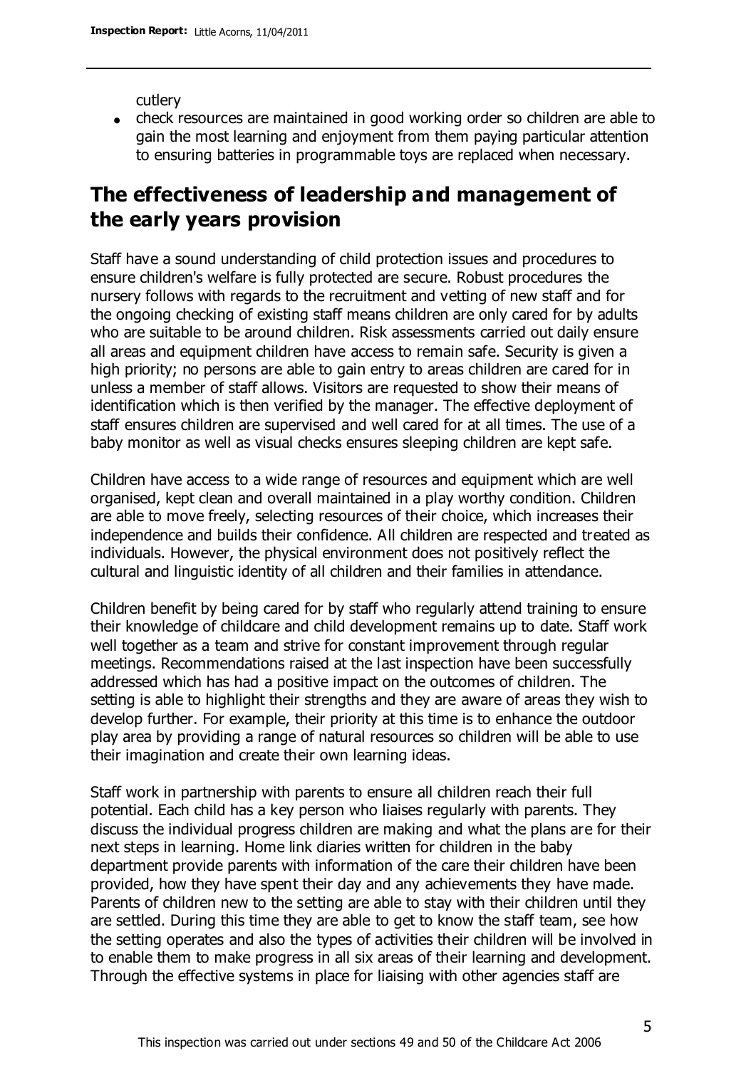cutlery

- check resources are maintained in good working order so children are able to gain the most learning and enjoyment from them paying particular attention to ensuring batteries in programmable toys are replaced when necessary.

## The effectiveness of leadership and management of the early years provision

Staff have a sound understanding of child protection issues and procedures to ensure children's welfare is fully protected are secure. Robust procedures the nursery follows with regards to the recruitment and vetting of new staff and for the ongoing checking of existing staff means children are only cared for by adults who are suitable to be around children. Risk assessments carried out daily ensure all areas and equipment children have access to remain safe. Security is given a high priority; no persons are able to gain entry to areas children are cared for in unless a member of staff allows. Visitors are requested to show their means of identification which is then verified by the manager. The effective deployment of staff ensures children are supervised and well cared for at all times. The use of a baby monitor as well as visual checks ensures sleeping children are kept safe.

Children have access to a wide range of resources and equipment which are well organised, kept clean and overall maintained in a play worthy condition. Children are able to move freely, selecting resources of their choice, which increases their independence and builds their confidence. All children are respected and treated as individuals. However, the physical environment does not positively reflect the cultural and linguistic identity of all children and their families in attendance.

Children benefit by being cared for by staff who regularly attend training to ensure their knowledge of childcare and child development remains up to date. Staff work well together as a team and strive for constant improvement through regular meetings. Recommendations raised at the last inspection have been successfully addressed which has had a positive impact on the outcomes of children. The setting is able to highlight their strengths and they are aware of areas they wish to develop further. For example, their priority at this time is to enhance the outdoor play area by providing a range of natural resources so children will be able to use their imagination and create their own learning ideas.

Staff work in partnership with parents to ensure all children reach their full potential. Each child has a key person who liaises regularly with parents. They discuss the individual progress children are making and what the plans are for their next steps in learning. Home link diaries written for children in the baby department provide parents with information of the care their children have been provided, how they have spent their day and any achievements they have made. Parents of children new to the setting are able to stay with their children until they are settled. During this time they are able to get to know the staff team, see how the setting operates and also the types of activities their children will be involved in to enable them to make progress in all six areas of their learning and development. Through the effective systems in place for liaising with other agencies staff are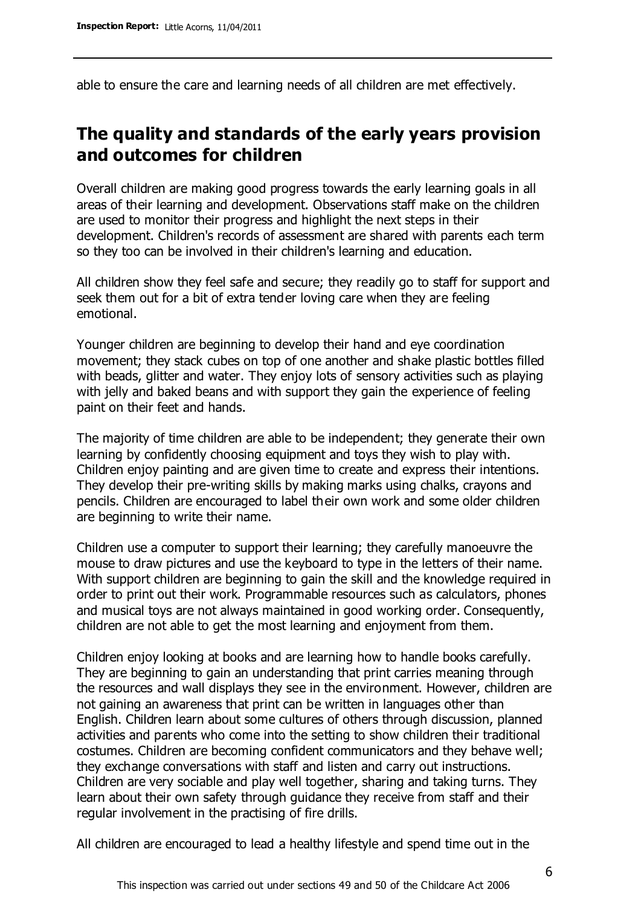able to ensure the care and learning needs of all children are met effectively.

## The quality and standards of the early years provision and outcomes for children

Overall children are making good progress towards the early learning goals in all areas of their learning and development. Observations staff make on the children are used to monitor their progress and highlight the next steps in their development. Children's records of assessment are shared with parents each term so they too can be involved in their children's learning and education.

All children show they feel safe and secure; they readily go to staff for support and seek them out for a bit of extra tender loving care when they are feeling emotional.

Younger children are beginning to develop their hand and eye coordination movement; they stack cubes on top of one another and shake plastic bottles filled with beads, glitter and water. They enjoy lots of sensory activities such as playing with jelly and baked beans and with support they gain the experience of feeling paint on their feet and hands.

The majority of time children are able to be independent; they generate their own learning by confidently choosing equipment and toys they wish to play with. Children enjoy painting and are given time to create and express their intentions. They develop their pre-writing skills by making marks using chalks, crayons and pencils. Children are encouraged to label their own work and some older children are beginning to write their name.

Children use a computer to support their learning; they carefully manoeuvre the mouse to draw pictures and use the keyboard to type in the letters of their name. With support children are beginning to gain the skill and the knowledge required in order to print out their work. Programmable resources such as calculators, phones and musical toys are not always maintained in good working order. Consequently, children are not able to get the most learning and enjoyment from them.

Children enjoy looking at books and are learning how to handle books carefully. They are beginning to gain an understanding that print carries meaning through the resources and wall displays they see in the environment. However, children are not gaining an awareness that print can be written in languages other than English. Children learn about some cultures of others through discussion, planned activities and parents who come into the setting to show children their traditional costumes. Children are becoming confident communicators and they behave well; they exchange conversations with staff and listen and carry out instructions. Children are very sociable and play well together, sharing and taking turns. They learn about their own safety through guidance they receive from staff and their regular involvement in the practising of fire drills.

All children are encouraged to lead a healthy lifestyle and spend time out in the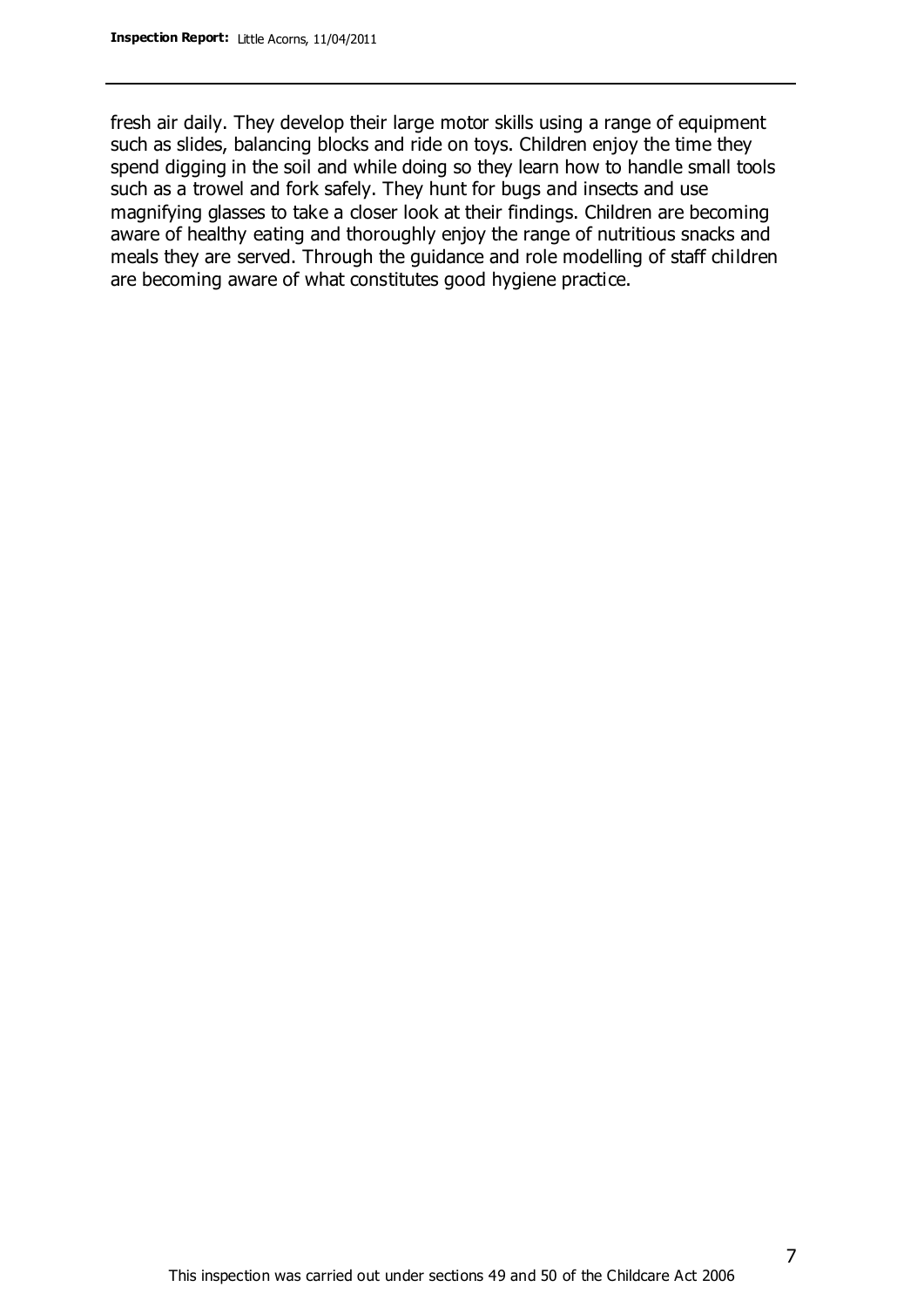fresh air daily. They develop their large motor skills using a range of equipment such as slides, balancing blocks and ride on toys. Children enjoy the time they spend digging in the soil and while doing so they learn how to handle small tools such as a trowel and fork safely. They hunt for bugs and insects and use magnifying glasses to take a closer look at their findings. Children are becoming aware of healthy eating and thoroughly enjoy the range of nutritious snacks and meals they are served. Through the guidance and role modelling of staff children are becoming aware of what constitutes good hygiene practice.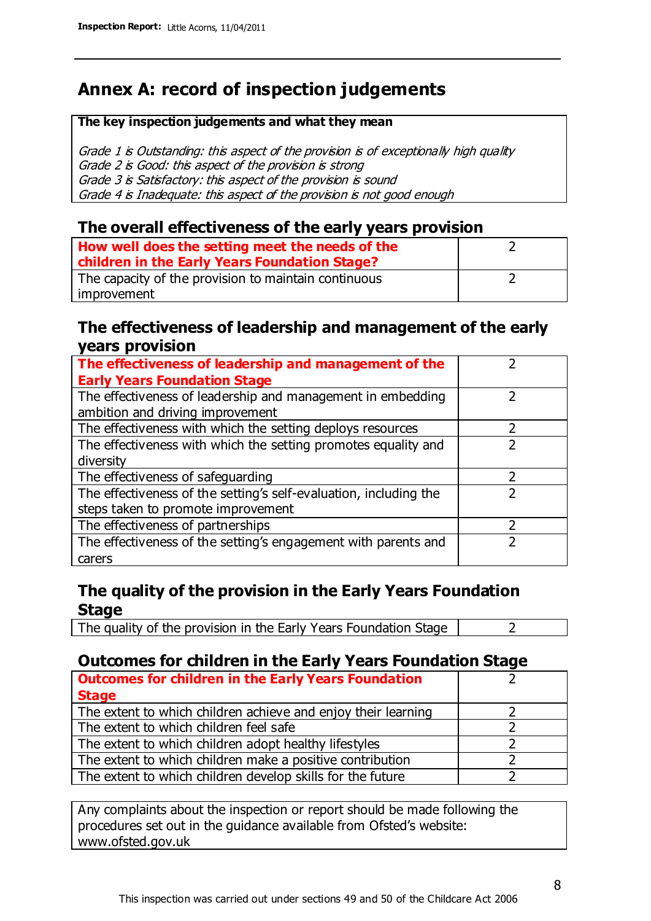# Annex A: record of inspection judgements

| **The key inspection judgements and what they mean** |
|---|
| *Grade 1 is Outstanding: this aspect of the provision is of exceptionally high quality*<br>*Grade 2 is Good: this aspect of the provision is strong*<br>*Grade 3 is Satisfactory: this aspect of the provision is sound*<br>*Grade 4 is Inadequate: this aspect of the provision is not good enough* |

## The overall effectiveness of the early years provision

| | |
|---|---|
| **How well does the setting meet the needs of the children in the Early Years Foundation Stage?** | 2 |
| The capacity of the provision to maintain continuous improvement | 2 |

## The effectiveness of leadership and management of the early years provision

| | |
|---|---|
| **The effectiveness of leadership and management of the Early Years Foundation Stage** | 2 |
| The effectiveness of leadership and management in embedding ambition and driving improvement | 2 |
| The effectiveness with which the setting deploys resources | 2 |
| The effectiveness with which the setting promotes equality and diversity | 2 |
| The effectiveness of safeguarding | 2 |
| The effectiveness of the setting's self-evaluation, including the steps taken to promote improvement | 2 |
| The effectiveness of partnerships | 2 |
| The effectiveness of the setting's engagement with parents and carers | 2 |

## The quality of the provision in the Early Years Foundation Stage

| | |
|---|---|
| The quality of the provision in the Early Years Foundation Stage | 2 |

## Outcomes for children in the Early Years Foundation Stage

| | |
|---|---|
| **Outcomes for children in the Early Years Foundation Stage** | 2 |
| The extent to which children achieve and enjoy their learning | 2 |
| The extent to which children feel safe | 2 |
| The extent to which children adopt healthy lifestyles | 2 |
| The extent to which children make a positive contribution | 2 |
| The extent to which children develop skills for the future | 2 |

Any complaints about the inspection or report should be made following the procedures set out in the guidance available from Ofsted's website: www.ofsted.gov.uk

This inspection was carried out under sections 49 and 50 of the Childcare Act 2006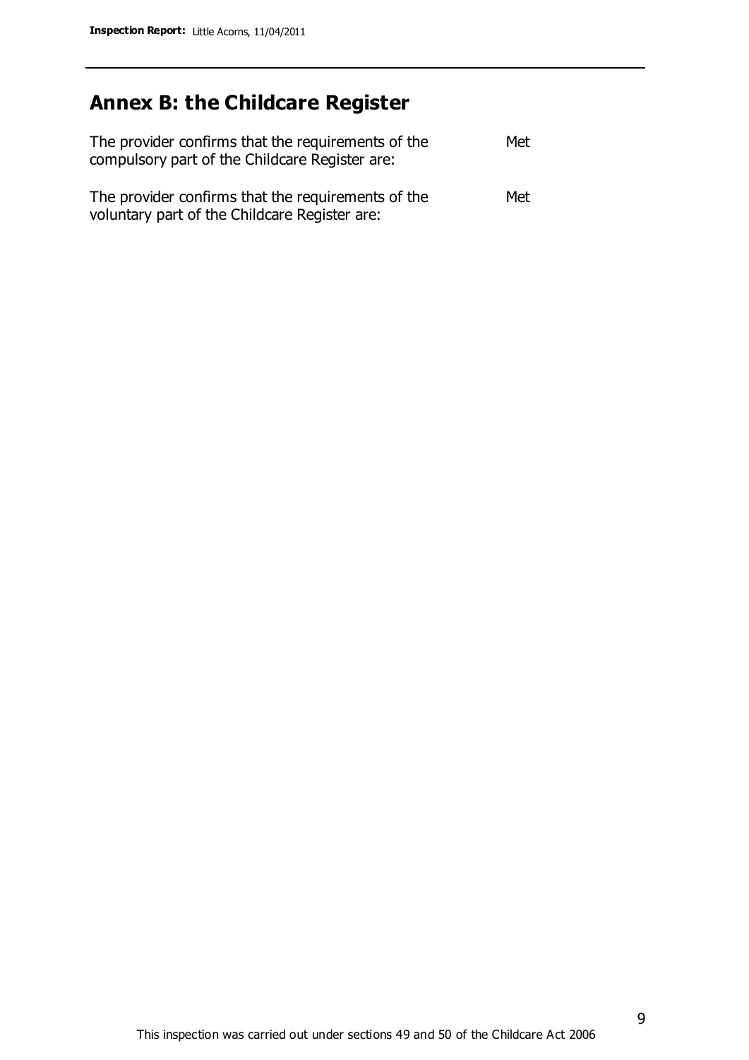## Annex B: the Childcare Register

| | |
|---|---|
| The provider confirms that the requirements of the compulsory part of the Childcare Register are: | Met |
| The provider confirms that the requirements of the voluntary part of the Childcare Register are: | Met |

This inspection was carried out under sections 49 and 50 of the Childcare Act 2006